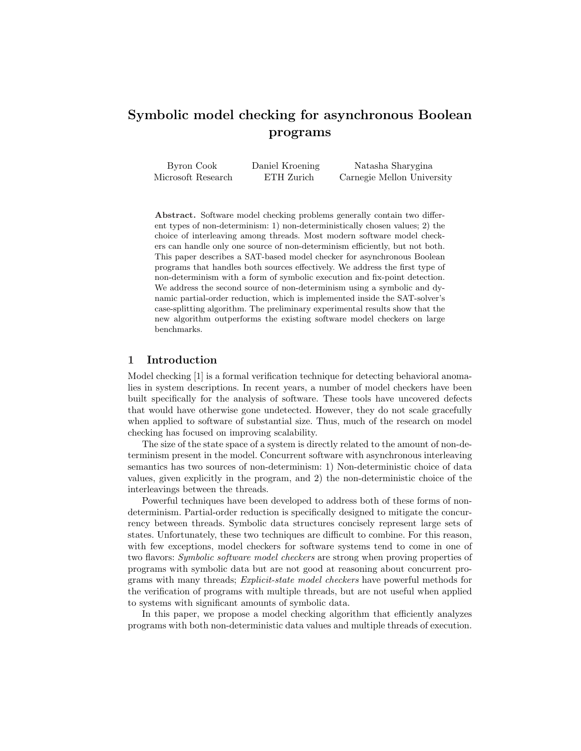# Symbolic model checking for asynchronous Boolean programs

Byron Cook
Microsoft Research

Daniel Kroening
ETH Zurich

Natasha Sharygina
Carnegie Mellon University

**Abstract.** Software model checking problems generally contain two different types of non-determinism: 1) non-deterministically chosen values; 2) the choice of interleaving among threads. Most modern software model checkers can handle only one source of non-determinism efficiently, but not both. This paper describes a SAT-based model checker for asynchronous Boolean programs that handles both sources effectively. We address the first type of non-determinism with a form of symbolic execution and fix-point detection. We address the second source of non-determinism using a symbolic and dynamic partial-order reduction, which is implemented inside the SAT-solver's case-splitting algorithm. The preliminary experimental results show that the new algorithm outperforms the existing software model checkers on large benchmarks.

## 1 Introduction

Model checking [1] is a formal verification technique for detecting behavioral anomalies in system descriptions. In recent years, a number of model checkers have been built specifically for the analysis of software. These tools have uncovered defects that would have otherwise gone undetected. However, they do not scale gracefully when applied to software of substantial size. Thus, much of the research on model checking has focused on improving scalability.

The size of the state space of a system is directly related to the amount of non-determinism present in the model. Concurrent software with asynchronous interleaving semantics has two sources of non-determinism: 1) Non-deterministic choice of data values, given explicitly in the program, and 2) the non-deterministic choice of the interleavings between the threads.

Powerful techniques have been developed to address both of these forms of non-determinism. Partial-order reduction is specifically designed to mitigate the concurrency between threads. Symbolic data structures concisely represent large sets of states. Unfortunately, these two techniques are difficult to combine. For this reason, with few exceptions, model checkers for software systems tend to come in one of two flavors: *Symbolic software model checkers* are strong when proving properties of programs with symbolic data but are not good at reasoning about concurrent programs with many threads; *Explicit-state model checkers* have powerful methods for the verification of programs with multiple threads, but are not useful when applied to systems with significant amounts of symbolic data.

In this paper, we propose a model checking algorithm that efficiently analyzes programs with both non-deterministic data values and multiple threads of execution.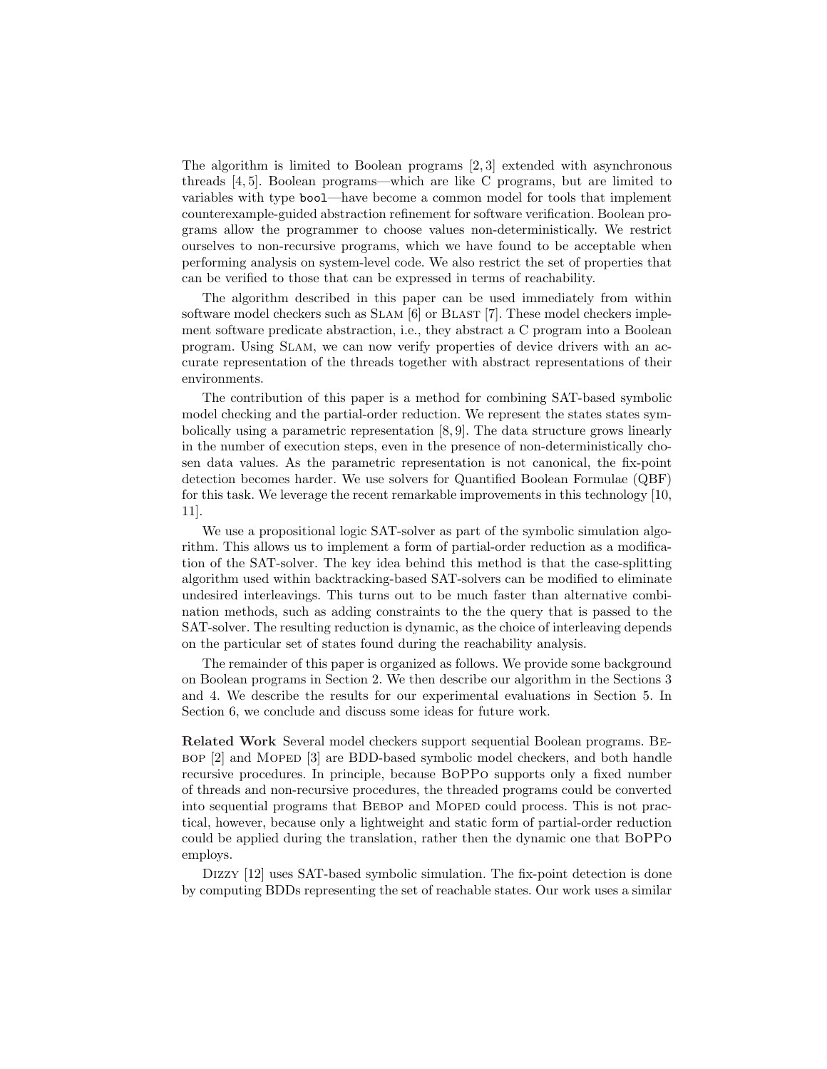The algorithm is limited to Boolean programs [2, 3] extended with asynchronous threads [4, 5]. Boolean programs—which are like C programs, but are limited to variables with type `bool`—have become a common model for tools that implement counterexample-guided abstraction refinement for software verification. Boolean programs allow the programmer to choose values non-deterministically. We restrict ourselves to non-recursive programs, which we have found to be acceptable when performing analysis on system-level code. We also restrict the set of properties that can be verified to those that can be expressed in terms of reachability.

The algorithm described in this paper can be used immediately from within software model checkers such as Slam [6] or Blast [7]. These model checkers implement software predicate abstraction, i.e., they abstract a C program into a Boolean program. Using Slam, we can now verify properties of device drivers with an accurate representation of the threads together with abstract representations of their environments.

The contribution of this paper is a method for combining SAT-based symbolic model checking and the partial-order reduction. We represent the states states symbolically using a parametric representation [8, 9]. The data structure grows linearly in the number of execution steps, even in the presence of non-deterministically chosen data values. As the parametric representation is not canonical, the fix-point detection becomes harder. We use solvers for Quantified Boolean Formulae (QBF) for this task. We leverage the recent remarkable improvements in this technology [10, 11].

We use a propositional logic SAT-solver as part of the symbolic simulation algorithm. This allows us to implement a form of partial-order reduction as a modification of the SAT-solver. The key idea behind this method is that the case-splitting algorithm used within backtracking-based SAT-solvers can be modified to eliminate undesired interleavings. This turns out to be much faster than alternative combination methods, such as adding constraints to the the query that is passed to the SAT-solver. The resulting reduction is dynamic, as the choice of interleaving depends on the particular set of states found during the reachability analysis.

The remainder of this paper is organized as follows. We provide some background on Boolean programs in Section 2. We then describe our algorithm in the Sections 3 and 4. We describe the results for our experimental evaluations in Section 5. In Section 6, we conclude and discuss some ideas for future work.

**Related Work** Several model checkers support sequential Boolean programs. Bebop [2] and Moped [3] are BDD-based symbolic model checkers, and both handle recursive procedures. In principle, because BoPPo supports only a fixed number of threads and non-recursive procedures, the threaded programs could be converted into sequential programs that Bebop and Moped could process. This is not practical, however, because only a lightweight and static form of partial-order reduction could be applied during the translation, rather then the dynamic one that BoPPo employs.

Dizzy [12] uses SAT-based symbolic simulation. The fix-point detection is done by computing BDDs representing the set of reachable states. Our work uses a similar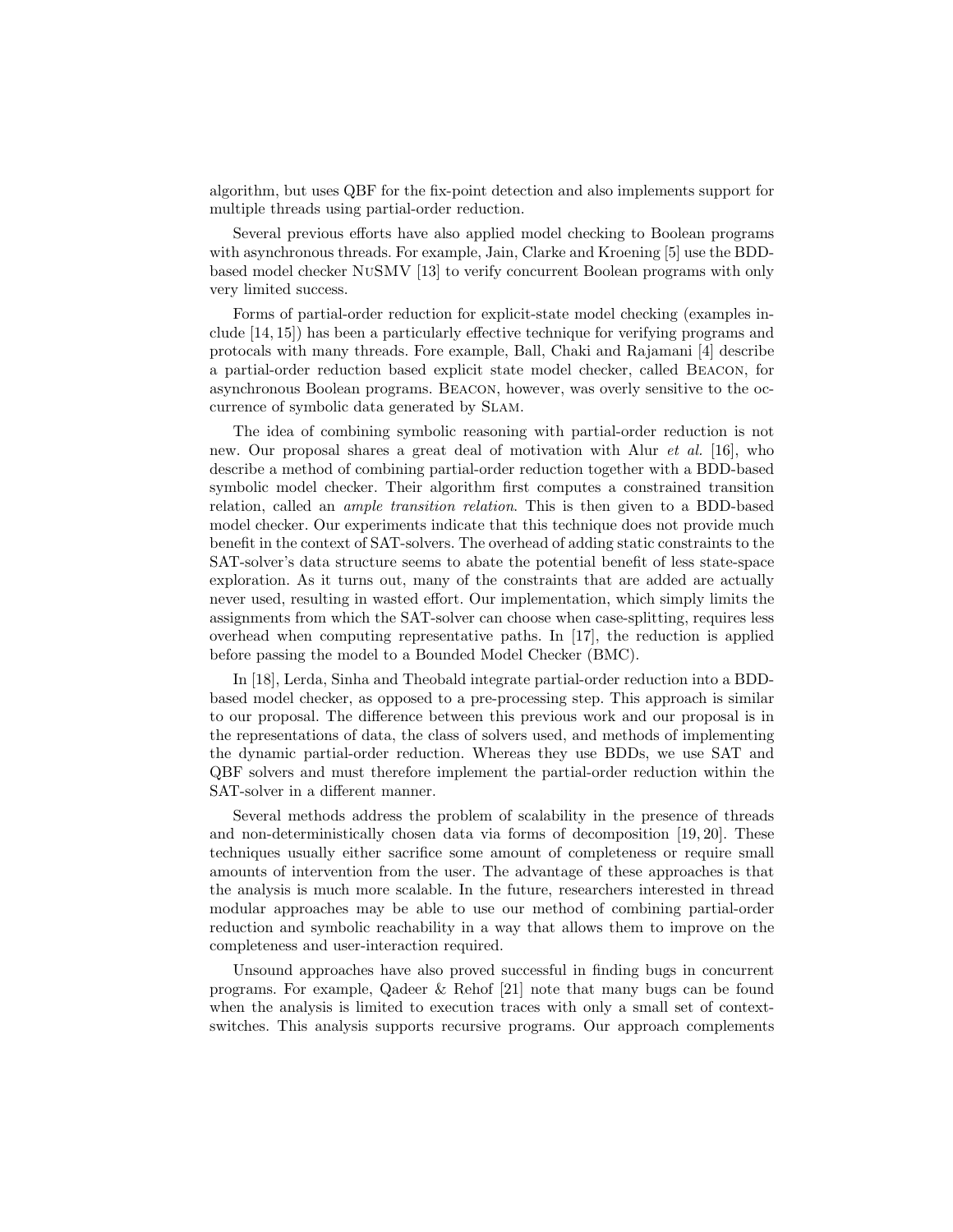algorithm, but uses QBF for the fix-point detection and also implements support for multiple threads using partial-order reduction.

Several previous efforts have also applied model checking to Boolean programs with asynchronous threads. For example, Jain, Clarke and Kroening [5] use the BDD-based model checker NuSMV [13] to verify concurrent Boolean programs with only very limited success.

Forms of partial-order reduction for explicit-state model checking (examples include [14, 15]) has been a particularly effective technique for verifying programs and protocals with many threads. Fore example, Ball, Chaki and Rajamani [4] describe a partial-order reduction based explicit state model checker, called Beacon, for asynchronous Boolean programs. Beacon, however, was overly sensitive to the occurrence of symbolic data generated by Slam.

The idea of combining symbolic reasoning with partial-order reduction is not new. Our proposal shares a great deal of motivation with Alur *et al.* [16], who describe a method of combining partial-order reduction together with a BDD-based symbolic model checker. Their algorithm first computes a constrained transition relation, called an *ample transition relation*. This is then given to a BDD-based model checker. Our experiments indicate that this technique does not provide much benefit in the context of SAT-solvers. The overhead of adding static constraints to the SAT-solver's data structure seems to abate the potential benefit of less state-space exploration. As it turns out, many of the constraints that are added are actually never used, resulting in wasted effort. Our implementation, which simply limits the assignments from which the SAT-solver can choose when case-splitting, requires less overhead when computing representative paths. In [17], the reduction is applied before passing the model to a Bounded Model Checker (BMC).

In [18], Lerda, Sinha and Theobald integrate partial-order reduction into a BDD-based model checker, as opposed to a pre-processing step. This approach is similar to our proposal. The difference between this previous work and our proposal is in the representations of data, the class of solvers used, and methods of implementing the dynamic partial-order reduction. Whereas they use BDDs, we use SAT and QBF solvers and must therefore implement the partial-order reduction within the SAT-solver in a different manner.

Several methods address the problem of scalability in the presence of threads and non-deterministically chosen data via forms of decomposition [19, 20]. These techniques usually either sacrifice some amount of completeness or require small amounts of intervention from the user. The advantage of these approaches is that the analysis is much more scalable. In the future, researchers interested in thread modular approaches may be able to use our method of combining partial-order reduction and symbolic reachability in a way that allows them to improve on the completeness and user-interaction required.

Unsound approaches have also proved successful in finding bugs in concurrent programs. For example, Qadeer & Rehof [21] note that many bugs can be found when the analysis is limited to execution traces with only a small set of context-switches. This analysis supports recursive programs. Our approach complements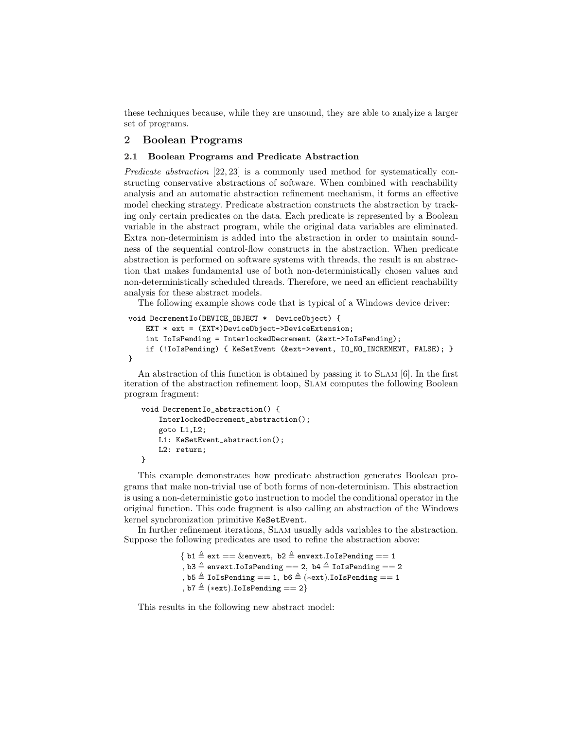these techniques because, while they are unsound, they are able to analyize a larger set of programs.

## 2 Boolean Programs

### 2.1 Boolean Programs and Predicate Abstraction

*Predicate abstraction* [22, 23] is a commonly used method for systematically constructing conservative abstractions of software. When combined with reachability analysis and an automatic abstraction refinement mechanism, it forms an effective model checking strategy. Predicate abstraction constructs the abstraction by tracking only certain predicates on the data. Each predicate is represented by a Boolean variable in the abstract program, while the original data variables are eliminated. Extra non-determinism is added into the abstraction in order to maintain soundness of the sequential control-flow constructs in the abstraction. When predicate abstraction is performed on software systems with threads, the result is an abstraction that makes fundamental use of both non-deterministically chosen values and non-deterministically scheduled threads. Therefore, we need an efficient reachability analysis for these abstract models.

The following example shows code that is typical of a Windows device driver:

```
void DecrementIo(DEVICE_OBJECT *  DeviceObject) {
    EXT * ext = (EXT*)DeviceObject->DeviceExtension;
    int IoIsPending = InterlockedDecrement (&ext->IoIsPending);
    if (!IoIsPending) { KeSetEvent (&ext->event, IO_NO_INCREMENT, FALSE); }
}
```

An abstraction of this function is obtained by passing it to Slam [6]. In the first iteration of the abstraction refinement loop, Slam computes the following Boolean program fragment:

```
void DecrementIo_abstraction() {
    InterlockedDecrement_abstraction();
    goto L1,L2;
    L1: KeSetEvent_abstraction();
    L2: return;
}
```

This example demonstrates how predicate abstraction generates Boolean programs that make non-trivial use of both forms of non-determinism. This abstraction is using a non-deterministic `goto` instruction to model the conditional operator in the original function. This code fragment is also calling an abstraction of the Windows kernel synchronization primitive `KeSetEvent`.

In further refinement iterations, Slam usually adds variables to the abstraction. Suppose the following predicates are used to refine the abstraction above:

$$
\{\, \mathtt{b1} \triangleq \mathtt{ext} == \&\mathtt{envext},\ \mathtt{b2} \triangleq \mathtt{envext.IoIsPending} == 1
$$
$$
,\ \mathtt{b3} \triangleq \mathtt{envext.IoIsPending} == 2,\ \mathtt{b4} \triangleq \mathtt{IoIsPending} == 2
$$
$$
,\ \mathtt{b5} \triangleq \mathtt{IoIsPending} == 1,\ \mathtt{b6} \triangleq (*\mathtt{ext}).\mathtt{IoIsPending} == 1
$$
$$
,\ \mathtt{b7} \triangleq (*\mathtt{ext}).\mathtt{IoIsPending} == 2 \}
$$

This results in the following new abstract model: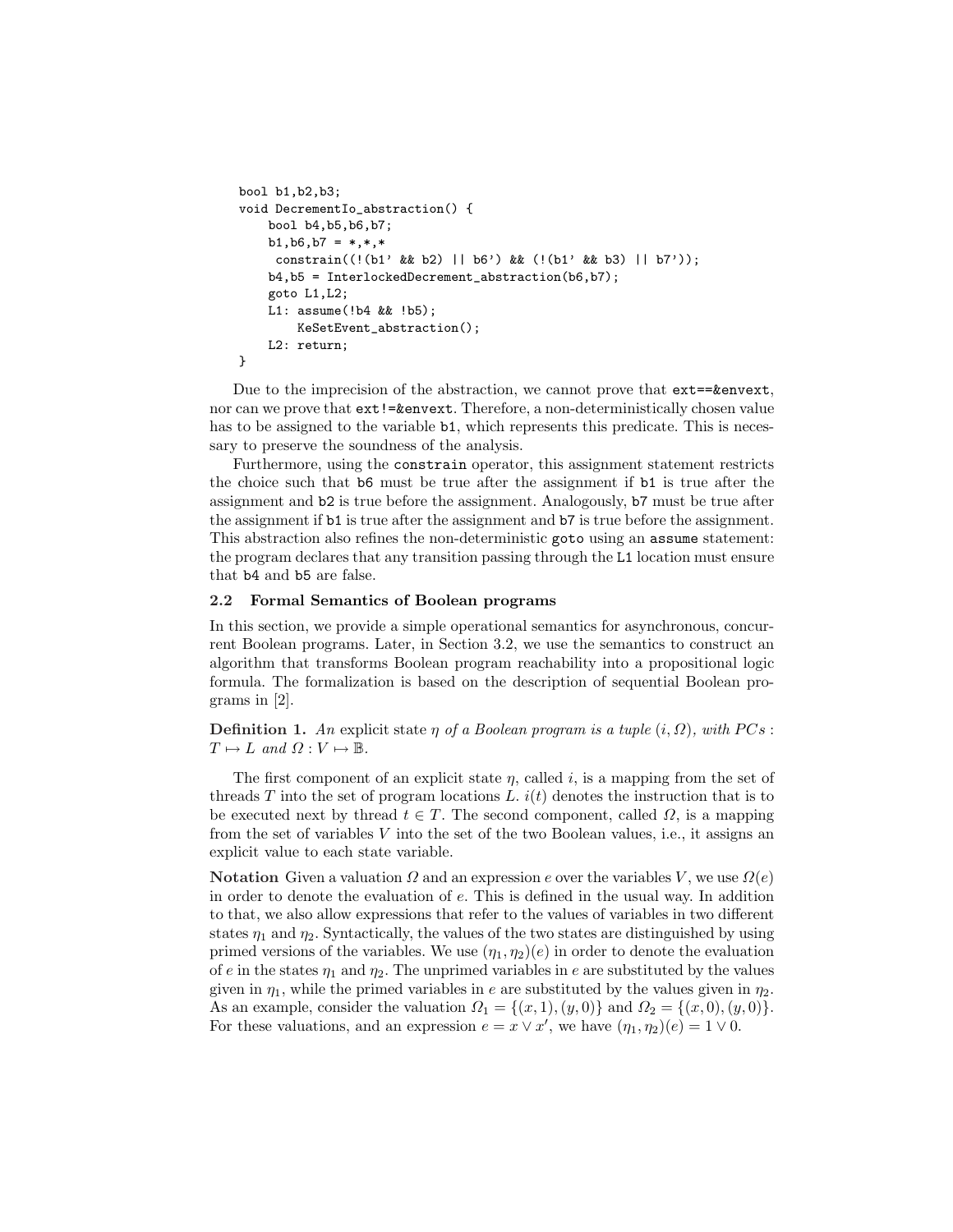```
bool b1,b2,b3;
void DecrementIo_abstraction() {
    bool b4,b5,b6,b7;
    b1,b6,b7 = *,*,*
     constrain((!(b1' && b2) || b6') && (!(b1' && b3) || b7'));
    b4,b5 = InterlockedDecrement_abstraction(b6,b7);
    goto L1,L2;
    L1: assume(!b4 && !b5);
        KeSetEvent_abstraction();
    L2: return;
}
```

Due to the imprecision of the abstraction, we cannot prove that `ext==&envext`, nor can we prove that `ext!=&envext`. Therefore, a non-deterministically chosen value has to be assigned to the variable `b1`, which represents this predicate. This is necessary to preserve the soundness of the analysis.

Furthermore, using the `constrain` operator, this assignment statement restricts the choice such that `b6` must be true after the assignment if `b1` is true after the assignment and `b2` is true before the assignment. Analogously, `b7` must be true after the assignment if `b1` is true after the assignment and `b7` is true before the assignment. This abstraction also refines the non-deterministic `goto` using an `assume` statement: the program declares that any transition passing through the `L1` location must ensure that `b4` and `b5` are false.

### 2.2 Formal Semantics of Boolean programs

In this section, we provide a simple operational semantics for asynchronous, concurrent Boolean programs. Later, in Section 3.2, we use the semantics to construct an algorithm that transforms Boolean program reachability into a propositional logic formula. The formalization is based on the description of sequential Boolean programs in [2].

**Definition 1.** *An* explicit state $\eta$ *of a Boolean program is a tuple* $(i, \Omega)$*, with PCs* : $T \mapsto L$ *and* $\Omega : V \mapsto \mathbb{B}$.

The first component of an explicit state $\eta$, called $i$, is a mapping from the set of threads $T$ into the set of program locations $L$. $i(t)$ denotes the instruction that is to be executed next by thread $t \in T$. The second component, called $\Omega$, is a mapping from the set of variables $V$ into the set of the two Boolean values, i.e., it assigns an explicit value to each state variable.

**Notation** Given a valuation $\Omega$ and an expression $e$ over the variables $V$, we use $\Omega(e)$ in order to denote the evaluation of $e$. This is defined in the usual way. In addition to that, we also allow expressions that refer to the values of variables in two different states $\eta_1$ and $\eta_2$. Syntactically, the values of the two states are distinguished by using primed versions of the variables. We use $(\eta_1, \eta_2)(e)$ in order to denote the evaluation of $e$ in the states $\eta_1$ and $\eta_2$. The unprimed variables in $e$ are substituted by the values given in $\eta_1$, while the primed variables in $e$ are substituted by the values given in $\eta_2$. As an example, consider the valuation $\Omega_1 = \{(x, 1), (y, 0)\}$ and $\Omega_2 = \{(x, 0), (y, 0)\}$. For these valuations, and an expression $e = x \vee x'$, we have $(\eta_1, \eta_2)(e) = 1 \vee 0$.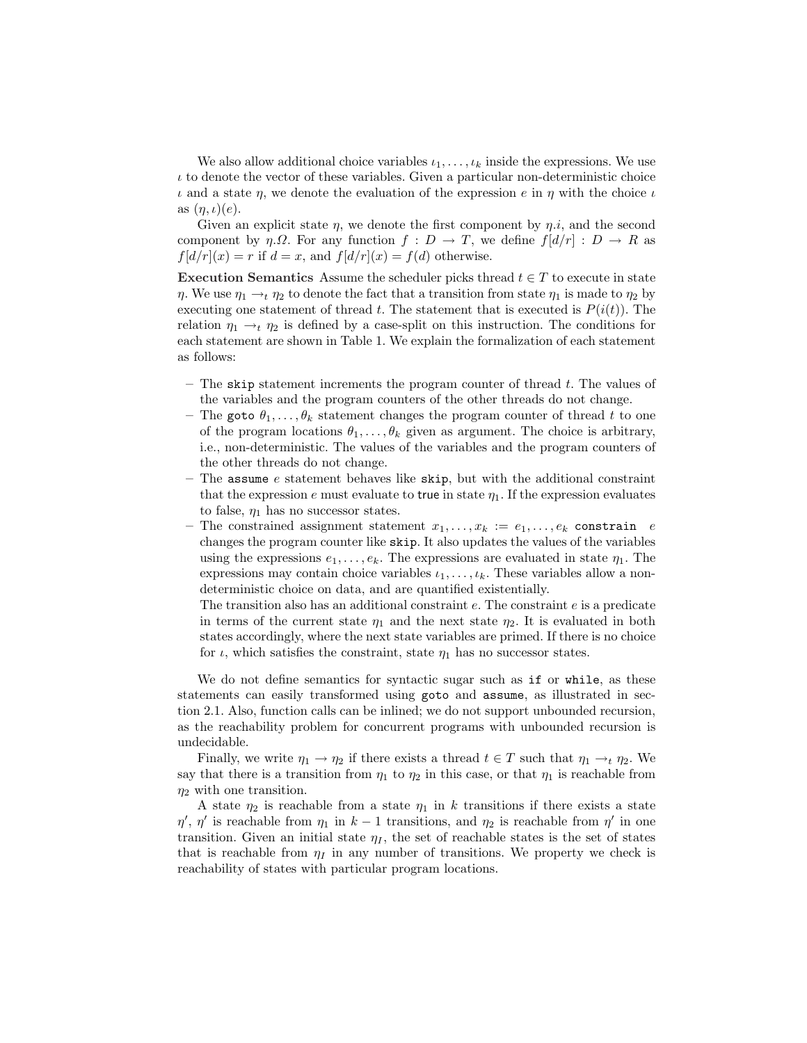We also allow additional choice variables $\iota_1, \ldots, \iota_k$ inside the expressions. We use $\iota$ to denote the vector of these variables. Given a particular non-deterministic choice $\iota$ and a state $\eta$, we denote the evaluation of the expression $e$ in $\eta$ with the choice $\iota$ as $(\eta, \iota)(e)$.

Given an explicit state $\eta$, we denote the first component by $\eta.i$, and the second component by $\eta.\Omega$. For any function $f : D \to T$, we define $f[d/r] : D \to R$ as $f[d/r](x) = r$ if $d = x$, and $f[d/r](x) = f(d)$ otherwise.

**Execution Semantics** Assume the scheduler picks thread $t \in T$ to execute in state $\eta$. We use $\eta_1 \to_t \eta_2$ to denote the fact that a transition from state $\eta_1$ is made to $\eta_2$ by executing one statement of thread $t$. The statement that is executed is $P(i(t))$. The relation $\eta_1 \to_t \eta_2$ is defined by a case-split on this instruction. The conditions for each statement are shown in Table 1. We explain the formalization of each statement as follows:

- The `skip` statement increments the program counter of thread $t$. The values of the variables and the program counters of the other threads do not change.
- The `goto` $\theta_1, \ldots, \theta_k$ statement changes the program counter of thread $t$ to one of the program locations $\theta_1, \ldots, \theta_k$ given as argument. The choice is arbitrary, i.e., non-deterministic. The values of the variables and the program counters of the other threads do not change.
- The `assume` $e$ statement behaves like `skip`, but with the additional constraint that the expression $e$ must evaluate to `true` in state $\eta_1$. If the expression evaluates to false, $\eta_1$ has no successor states.
- The constrained assignment statement $x_1, \ldots, x_k := e_1, \ldots, e_k$ `constrain` $e$ changes the program counter like `skip`. It also updates the values of the variables using the expressions $e_1, \ldots, e_k$. The expressions are evaluated in state $\eta_1$. The expressions may contain choice variables $\iota_1, \ldots, \iota_k$. These variables allow a non-deterministic choice on data, and are quantified existentially.
  The transition also has an additional constraint $e$. The constraint $e$ is a predicate in terms of the current state $\eta_1$ and the next state $\eta_2$. It is evaluated in both states accordingly, where the next state variables are primed. If there is no choice for $\iota$, which satisfies the constraint, state $\eta_1$ has no successor states.

We do not define semantics for syntactic sugar such as `if` or `while`, as these statements can easily transformed using `goto` and `assume`, as illustrated in section 2.1. Also, function calls can be inlined; we do not support unbounded recursion, as the reachability problem for concurrent programs with unbounded recursion is undecidable.

Finally, we write $\eta_1 \to \eta_2$ if there exists a thread $t \in T$ such that $\eta_1 \to_t \eta_2$. We say that there is a transition from $\eta_1$ to $\eta_2$ in this case, or that $\eta_1$ is reachable from $\eta_2$ with one transition.

A state $\eta_2$ is reachable from a state $\eta_1$ in $k$ transitions if there exists a state $\eta'$, $\eta'$ is reachable from $\eta_1$ in $k-1$ transitions, and $\eta_2$ is reachable from $\eta'$ in one transition. Given an initial state $\eta_I$, the set of reachable states is the set of states that is reachable from $\eta_I$ in any number of transitions. We property we check is reachability of states with particular program locations.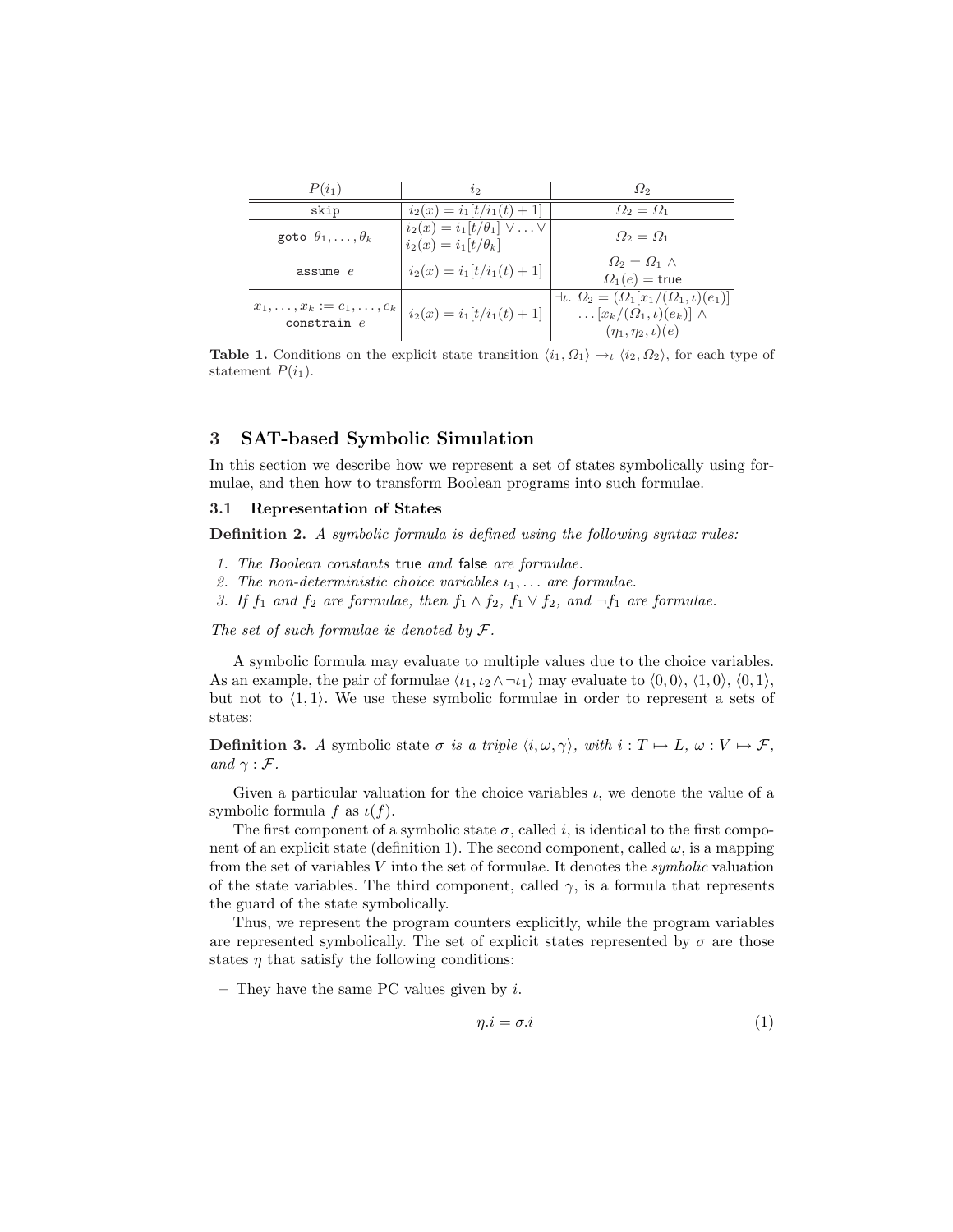| $P(i_1)$ | $i_2$ | $\Omega_2$ |
| --- | --- | --- |
| `skip` | $i_2(x) = i_1[t/i_1(t)+1]$ | $\Omega_2 = \Omega_1$ |
| `goto` $\theta_1, \ldots, \theta_k$ | $i_2(x) = i_1[t/\theta_1] \vee \ldots \vee$ $i_2(x) = i_1[t/\theta_k]$ | $\Omega_2 = \Omega_1$ |
| `assume` $e$ | $i_2(x) = i_1[t/i_1(t)+1]$ | $\Omega_2 = \Omega_1 \wedge$ $\Omega_1(e) = \mathsf{true}$ |
| $x_1, \ldots, x_k := e_1, \ldots, e_k$ `constrain` $e$ | $i_2(x) = i_1[t/i_1(t)+1]$ | $\exists \iota.\ \Omega_2 = (\Omega_1[x_1/(\Omega_1, \iota)(e_1)]$ $\ldots [x_k/(\Omega_1, \iota)(e_k)] \wedge$ $(\eta_1, \eta_2, \iota)(e)$ |

**Table 1.** Conditions on the explicit state transition $\langle i_1, \Omega_1 \rangle \rightarrow_t \langle i_2, \Omega_2 \rangle$, for each type of statement $P(i_1)$.

## 3 SAT-based Symbolic Simulation

In this section we describe how we represent a set of states symbolically using formulae, and then how to transform Boolean programs into such formulae.

### 3.1 Representation of States

**Definition 2.** *A symbolic formula is defined using the following syntax rules:*

1. *The Boolean constants* true *and* false *are formulae.*
2. *The non-deterministic choice variables* $\iota_1, \ldots$ *are formulae.*
3. *If* $f_1$ *and* $f_2$ *are formulae, then* $f_1 \wedge f_2$, $f_1 \vee f_2$, *and* $\neg f_1$ *are formulae.*

*The set of such formulae is denoted by* $\mathcal{F}$.

A symbolic formula may evaluate to multiple values due to the choice variables. As an example, the pair of formulae $\langle \iota_1, \iota_2 \wedge \neg \iota_1 \rangle$ may evaluate to $\langle 0, 0 \rangle$, $\langle 1, 0 \rangle$, $\langle 0, 1 \rangle$, but not to $\langle 1, 1 \rangle$. We use these symbolic formulae in order to represent a sets of states:

**Definition 3.** *A* symbolic state $\sigma$ *is a triple* $\langle i, \omega, \gamma \rangle$, *with* $i : T \mapsto L$, $\omega : V \mapsto \mathcal{F}$, *and* $\gamma : \mathcal{F}$.

Given a particular valuation for the choice variables $\iota$, we denote the value of a symbolic formula $f$ as $\iota(f)$.

The first component of a symbolic state $\sigma$, called $i$, is identical to the first component of an explicit state (definition 1). The second component, called $\omega$, is a mapping from the set of variables $V$ into the set of formulae. It denotes the *symbolic* valuation of the state variables. The third component, called $\gamma$, is a formula that represents the guard of the state symbolically.

Thus, we represent the program counters explicitly, while the program variables are represented symbolically. The set of explicit states represented by $\sigma$ are those states $\eta$ that satisfy the following conditions:

– They have the same PC values given by $i$.

$$\eta.i = \sigma.i \tag{1}$$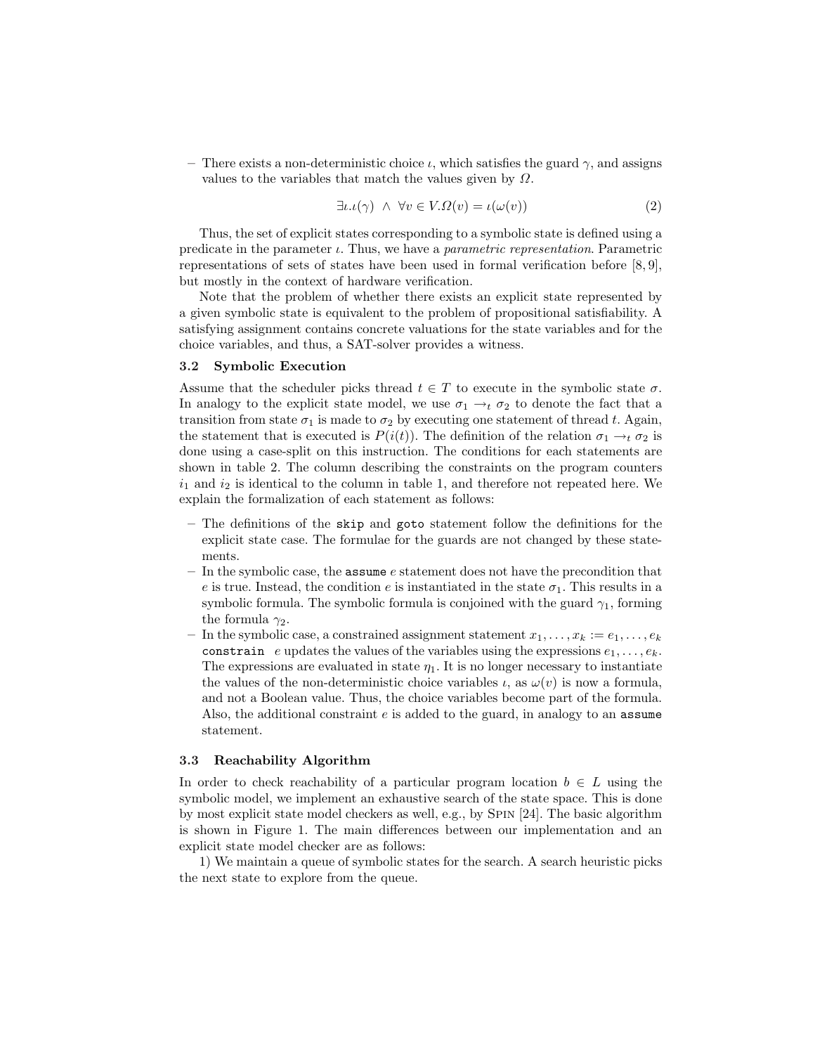– There exists a non-deterministic choice $\iota$, which satisfies the guard $\gamma$, and assigns values to the variables that match the values given by $\Omega$.

$$\exists \iota . \iota(\gamma) \ \wedge \ \forall v \in V . \Omega(v) = \iota(\omega(v)) \tag{2}$$

Thus, the set of explicit states corresponding to a symbolic state is defined using a predicate in the parameter $\iota$. Thus, we have a *parametric representation*. Parametric representations of sets of states have been used in formal verification before [8, 9], but mostly in the context of hardware verification.

Note that the problem of whether there exists an explicit state represented by a given symbolic state is equivalent to the problem of propositional satisfiability. A satisfying assignment contains concrete valuations for the state variables and for the choice variables, and thus, a SAT-solver provides a witness.

### 3.2 Symbolic Execution

Assume that the scheduler picks thread $t \in T$ to execute in the symbolic state $\sigma$. In analogy to the explicit state model, we use $\sigma_1 \rightarrow_t \sigma_2$ to denote the fact that a transition from state $\sigma_1$ is made to $\sigma_2$ by executing one statement of thread $t$. Again, the statement that is executed is $P(i(t))$. The definition of the relation $\sigma_1 \rightarrow_t \sigma_2$ is done using a case-split on this instruction. The conditions for each statements are shown in table 2. The column describing the constraints on the program counters $i_1$ and $i_2$ is identical to the column in table 1, and therefore not repeated here. We explain the formalization of each statement as follows:

- The definitions of the `skip` and `goto` statement follow the definitions for the explicit state case. The formulae for the guards are not changed by these statements.
- In the symbolic case, the `assume` $e$ statement does not have the precondition that $e$ is true. Instead, the condition $e$ is instantiated in the state $\sigma_1$. This results in a symbolic formula. The symbolic formula is conjoined with the guard $\gamma_1$, forming the formula $\gamma_2$.
- In the symbolic case, a constrained assignment statement $x_1, \ldots, x_k := e_1, \ldots, e_k$ `constrain` $e$ updates the values of the variables using the expressions $e_1, \ldots, e_k$. The expressions are evaluated in state $\eta_1$. It is no longer necessary to instantiate the values of the non-deterministic choice variables $\iota$, as $\omega(v)$ is now a formula, and not a Boolean value. Thus, the choice variables become part of the formula. Also, the additional constraint $e$ is added to the guard, in analogy to an `assume` statement.

### 3.3 Reachability Algorithm

In order to check reachability of a particular program location $b \in L$ using the symbolic model, we implement an exhaustive search of the state space. This is done by most explicit state model checkers as well, e.g., by Spin [24]. The basic algorithm is shown in Figure 1. The main differences between our implementation and an explicit state model checker are as follows:

1) We maintain a queue of symbolic states for the search. A search heuristic picks the next state to explore from the queue.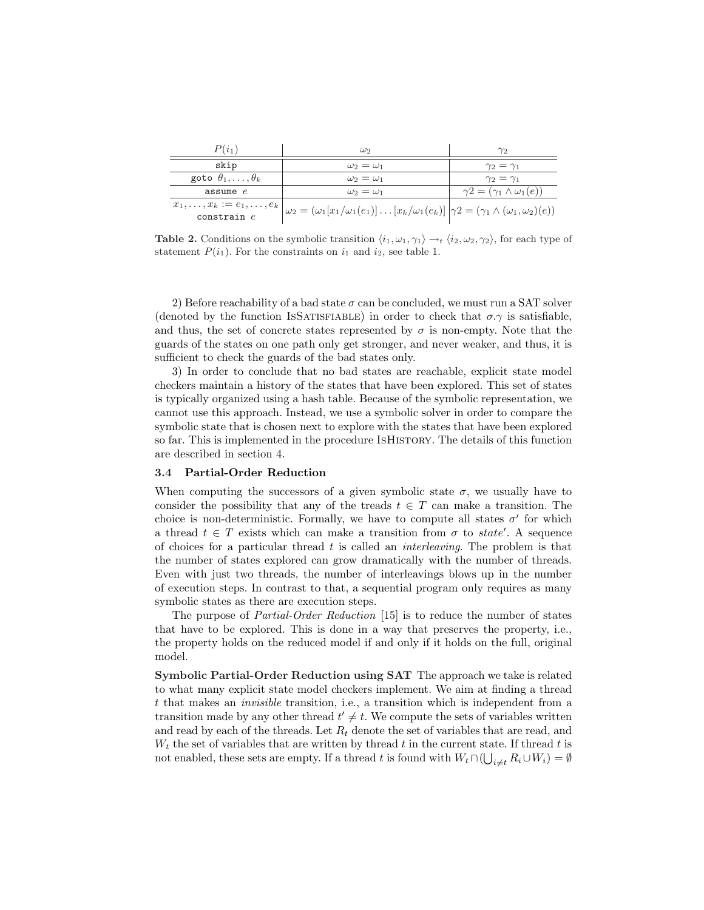| $P(i_1)$ | $\omega_2$ | $\gamma_2$ |
|---|---|---|
| `skip` | $\omega_2 = \omega_1$ | $\gamma_2 = \gamma_1$ |
| `goto` $\theta_1, \ldots, \theta_k$ | $\omega_2 = \omega_1$ | $\gamma_2 = \gamma_1$ |
| `assume` $e$ | $\omega_2 = \omega_1$ | $\gamma 2 = (\gamma_1 \wedge \omega_1(e))$ |
| $x_1, \ldots, x_k := e_1, \ldots, e_k$ `constrain` $e$ | $\omega_2 = (\omega_1[x_1/\omega_1(e_1)] \ldots [x_k/\omega_1(e_k)]$ | $\gamma 2 = (\gamma_1 \wedge (\omega_1, \omega_2)(e))$ |

**Table 2.** Conditions on the symbolic transition $\langle i_1, \omega_1, \gamma_1 \rangle \rightarrow_t \langle i_2, \omega_2, \gamma_2 \rangle$, for each type of statement $P(i_1)$. For the constraints on $i_1$ and $i_2$, see table 1.

2) Before reachability of a bad state $\sigma$ can be concluded, we must run a SAT solver (denoted by the function IsSatisfiable) in order to check that $\sigma.\gamma$ is satisfiable, and thus, the set of concrete states represented by $\sigma$ is non-empty. Note that the guards of the states on one path only get stronger, and never weaker, and thus, it is sufficient to check the guards of the bad states only.

3) In order to conclude that no bad states are reachable, explicit state model checkers maintain a history of the states that have been explored. This set of states is typically organized using a hash table. Because of the symbolic representation, we cannot use this approach. Instead, we use a symbolic solver in order to compare the symbolic state that is chosen next to explore with the states that have been explored so far. This is implemented in the procedure IsHistory. The details of this function are described in section 4.

### 3.4 Partial-Order Reduction

When computing the successors of a given symbolic state $\sigma$, we usually have to consider the possibility that any of the treads $t \in T$ can make a transition. The choice is non-deterministic. Formally, we have to compute all states $\sigma'$ for which a thread $t \in T$ exists which can make a transition from $\sigma$ to $state'$. A sequence of choices for a particular thread $t$ is called an *interleaving*. The problem is that the number of states explored can grow dramatically with the number of threads. Even with just two threads, the number of interleavings blows up in the number of execution steps. In contrast to that, a sequential program only requires as many symbolic states as there are execution steps.

The purpose of *Partial-Order Reduction* [15] is to reduce the number of states that have to be explored. This is done in a way that preserves the property, i.e., the property holds on the reduced model if and only if it holds on the full, original model.

**Symbolic Partial-Order Reduction using SAT** The approach we take is related to what many explicit state model checkers implement. We aim at finding a thread $t$ that makes an *invisible* transition, i.e., a transition which is independent from a transition made by any other thread $t' \neq t$. We compute the sets of variables written and read by each of the threads. Let $R_t$ denote the set of variables that are read, and $W_t$ the set of variables that are written by thread $t$ in the current state. If thread $t$ is not enabled, these sets are empty. If a thread $t$ is found with $W_t \cap (\bigcup_{i \neq t} R_i \cup W_i) = \emptyset$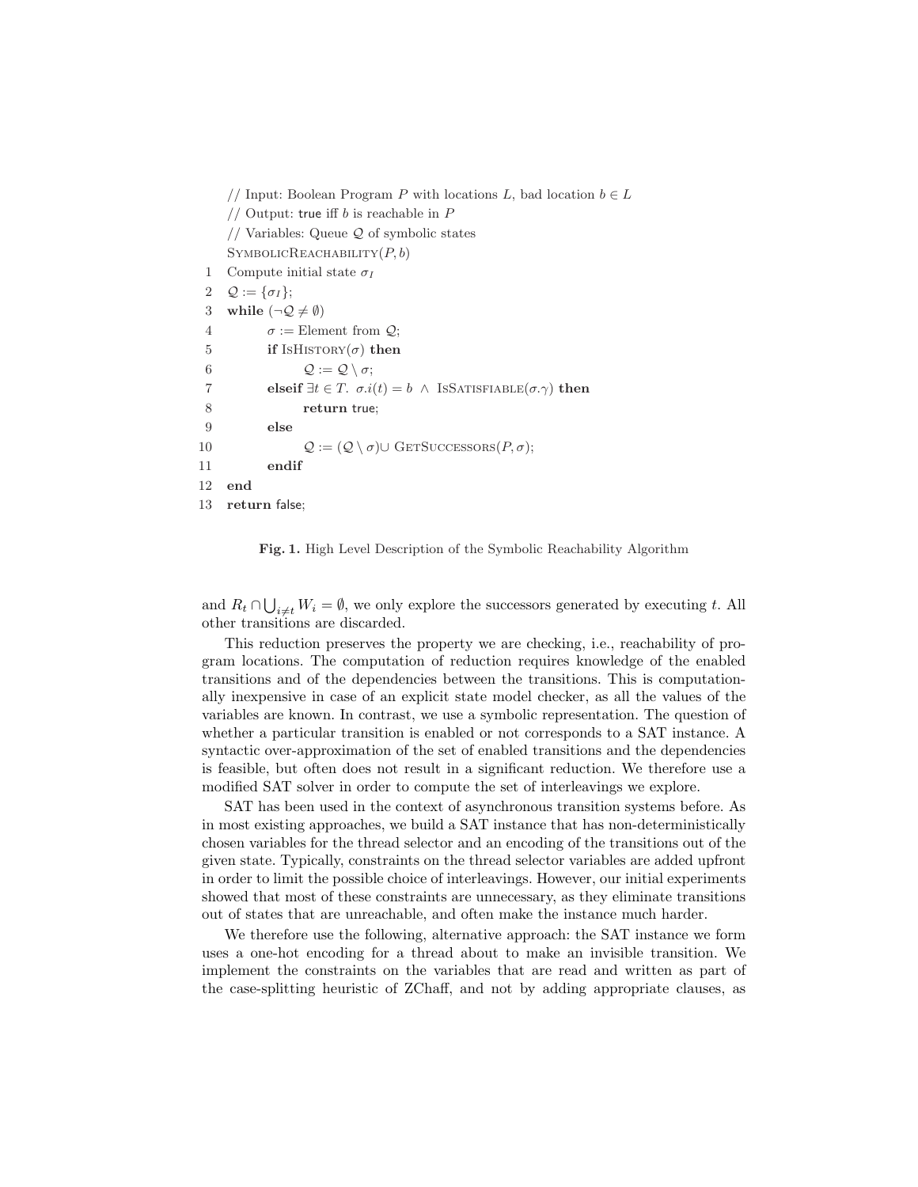```
    // Input: Boolean Program P with locations L, bad location b ∈ L
    // Output: true iff b is reachable in P
    // Variables: Queue Q of symbolic states
    SymbolicReachability(P, b)
1   Compute initial state σ_I
2   Q := {σ_I};
3   while (¬Q ≠ ∅)
4       σ := Element from Q;
5       if IsHistory(σ) then
6           Q := Q \ σ;
7       elseif ∃t ∈ T. σ.i(t) = b ∧ IsSatisfiable(σ.γ) then
8           return true;
9       else
10          Q := (Q \ σ) ∪ GetSuccessors(P, σ);
11      endif
12  end
13  return false;
```

**Fig. 1.** High Level Description of the Symbolic Reachability Algorithm

and $R_t \cap \bigcup_{i \neq t} W_i = \emptyset$, we only explore the successors generated by executing $t$. All other transitions are discarded.

This reduction preserves the property we are checking, i.e., reachability of program locations. The computation of reduction requires knowledge of the enabled transitions and of the dependencies between the transitions. This is computationally inexpensive in case of an explicit state model checker, as all the values of the variables are known. In contrast, we use a symbolic representation. The question of whether a particular transition is enabled or not corresponds to a SAT instance. A syntactic over-approximation of the set of enabled transitions and the dependencies is feasible, but often does not result in a significant reduction. We therefore use a modified SAT solver in order to compute the set of interleavings we explore.

SAT has been used in the context of asynchronous transition systems before. As in most existing approaches, we build a SAT instance that has non-deterministically chosen variables for the thread selector and an encoding of the transitions out of the given state. Typically, constraints on the thread selector variables are added upfront in order to limit the possible choice of interleavings. However, our initial experiments showed that most of these constraints are unnecessary, as they eliminate transitions out of states that are unreachable, and often make the instance much harder.

We therefore use the following, alternative approach: the SAT instance we form uses a one-hot encoding for a thread about to make an invisible transition. We implement the constraints on the variables that are read and written as part of the case-splitting heuristic of ZChaff, and not by adding appropriate clauses, as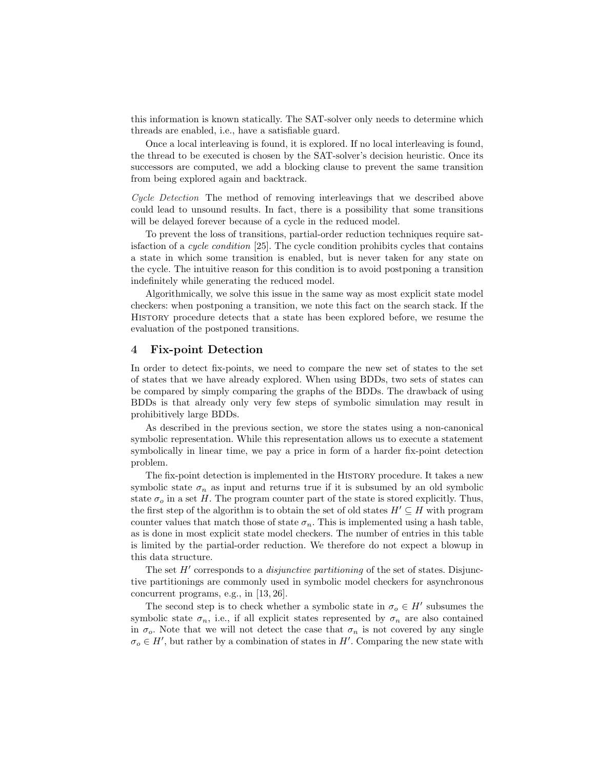this information is known statically. The SAT-solver only needs to determine which threads are enabled, i.e., have a satisfiable guard.

Once a local interleaving is found, it is explored. If no local interleaving is found, the thread to be executed is chosen by the SAT-solver's decision heuristic. Once its successors are computed, we add a blocking clause to prevent the same transition from being explored again and backtrack.

*Cycle Detection* The method of removing interleavings that we described above could lead to unsound results. In fact, there is a possibility that some transitions will be delayed forever because of a cycle in the reduced model.

To prevent the loss of transitions, partial-order reduction techniques require satisfaction of a *cycle condition* [25]. The cycle condition prohibits cycles that contains a state in which some transition is enabled, but is never taken for any state on the cycle. The intuitive reason for this condition is to avoid postponing a transition indefinitely while generating the reduced model.

Algorithmically, we solve this issue in the same way as most explicit state model checkers: when postponing a transition, we note this fact on the search stack. If the History procedure detects that a state has been explored before, we resume the evaluation of the postponed transitions.

## 4 Fix-point Detection

In order to detect fix-points, we need to compare the new set of states to the set of states that we have already explored. When using BDDs, two sets of states can be compared by simply comparing the graphs of the BDDs. The drawback of using BDDs is that already only very few steps of symbolic simulation may result in prohibitively large BDDs.

As described in the previous section, we store the states using a non-canonical symbolic representation. While this representation allows us to execute a statement symbolically in linear time, we pay a price in form of a harder fix-point detection problem.

The fix-point detection is implemented in the History procedure. It takes a new symbolic state $\sigma_n$ as input and returns true if it is subsumed by an old symbolic state $\sigma_o$ in a set $H$. The program counter part of the state is stored explicitly. Thus, the first step of the algorithm is to obtain the set of old states $H' \subseteq H$ with program counter values that match those of state $\sigma_n$. This is implemented using a hash table, as is done in most explicit state model checkers. The number of entries in this table is limited by the partial-order reduction. We therefore do not expect a blowup in this data structure.

The set $H'$ corresponds to a *disjunctive partitioning* of the set of states. Disjunctive partitionings are commonly used in symbolic model checkers for asynchronous concurrent programs, e.g., in [13, 26].

The second step is to check whether a symbolic state in $\sigma_o \in H'$ subsumes the symbolic state $\sigma_n$, i.e., if all explicit states represented by $\sigma_n$ are also contained in $\sigma_o$. Note that we will not detect the case that $\sigma_n$ is not covered by any single $\sigma_o \in H'$, but rather by a combination of states in $H'$. Comparing the new state with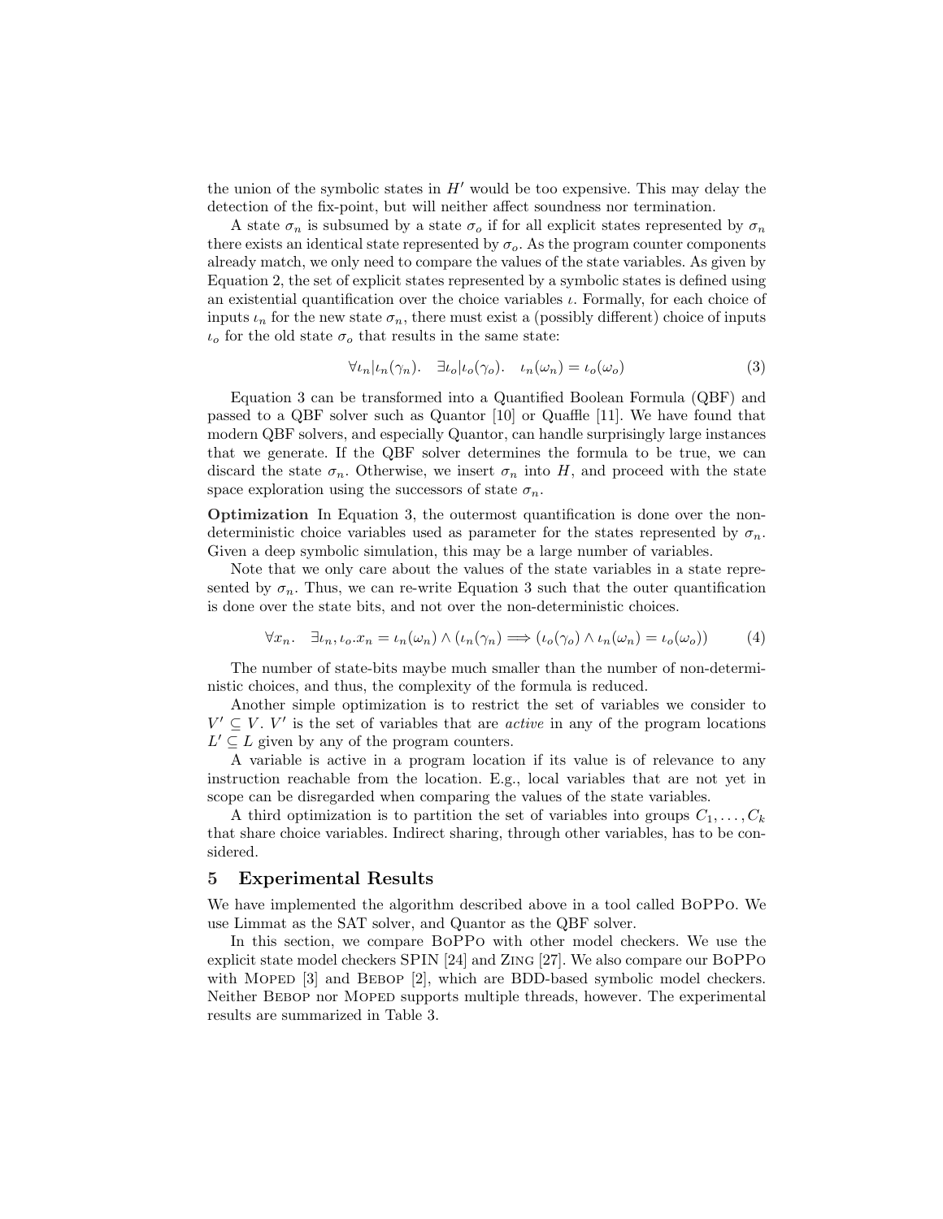the union of the symbolic states in $H'$ would be too expensive. This may delay the detection of the fix-point, but will neither affect soundness nor termination.

A state $\sigma_n$ is subsumed by a state $\sigma_o$ if for all explicit states represented by $\sigma_n$ there exists an identical state represented by $\sigma_o$. As the program counter components already match, we only need to compare the values of the state variables. As given by Equation 2, the set of explicit states represented by a symbolic states is defined using an existential quantification over the choice variables $\iota$. Formally, for each choice of inputs $\iota_n$ for the new state $\sigma_n$, there must exist a (possibly different) choice of inputs $\iota_o$ for the old state $\sigma_o$ that results in the same state:

$$\forall \iota_n | \iota_n(\gamma_n). \quad \exists \iota_o | \iota_o(\gamma_o). \quad \iota_n(\omega_n) = \iota_o(\omega_o) \tag{3}$$

Equation 3 can be transformed into a Quantified Boolean Formula (QBF) and passed to a QBF solver such as Quantor [10] or Quaffle [11]. We have found that modern QBF solvers, and especially Quantor, can handle surprisingly large instances that we generate. If the QBF solver determines the formula to be true, we can discard the state $\sigma_n$. Otherwise, we insert $\sigma_n$ into $H$, and proceed with the state space exploration using the successors of state $\sigma_n$.

**Optimization** In Equation 3, the outermost quantification is done over the non-deterministic choice variables used as parameter for the states represented by $\sigma_n$. Given a deep symbolic simulation, this may be a large number of variables.

Note that we only care about the values of the state variables in a state represented by $\sigma_n$. Thus, we can re-write Equation 3 such that the outer quantification is done over the state bits, and not over the non-deterministic choices.

$$\forall x_n. \quad \exists \iota_n, \iota_o. x_n = \iota_n(\omega_n) \wedge (\iota_n(\gamma_n) \Longrightarrow (\iota_o(\gamma_o) \wedge \iota_n(\omega_n) = \iota_o(\omega_o)) \tag{4}$$

The number of state-bits maybe much smaller than the number of non-deterministic choices, and thus, the complexity of the formula is reduced.

Another simple optimization is to restrict the set of variables we consider to $V' \subseteq V$. $V'$ is the set of variables that are *active* in any of the program locations $L' \subseteq L$ given by any of the program counters.

A variable is active in a program location if its value is of relevance to any instruction reachable from the location. E.g., local variables that are not yet in scope can be disregarded when comparing the values of the state variables.

A third optimization is to partition the set of variables into groups $C_1, \ldots, C_k$ that share choice variables. Indirect sharing, through other variables, has to be considered.

## 5 Experimental Results

We have implemented the algorithm described above in a tool called BoPPo. We use Limmat as the SAT solver, and Quantor as the QBF solver.

In this section, we compare BoPPo with other model checkers. We use the explicit state model checkers SPIN [24] and Zing [27]. We also compare our BoPPo with Moped [3] and Bebop [2], which are BDD-based symbolic model checkers. Neither Bebop nor Moped supports multiple threads, however. The experimental results are summarized in Table 3.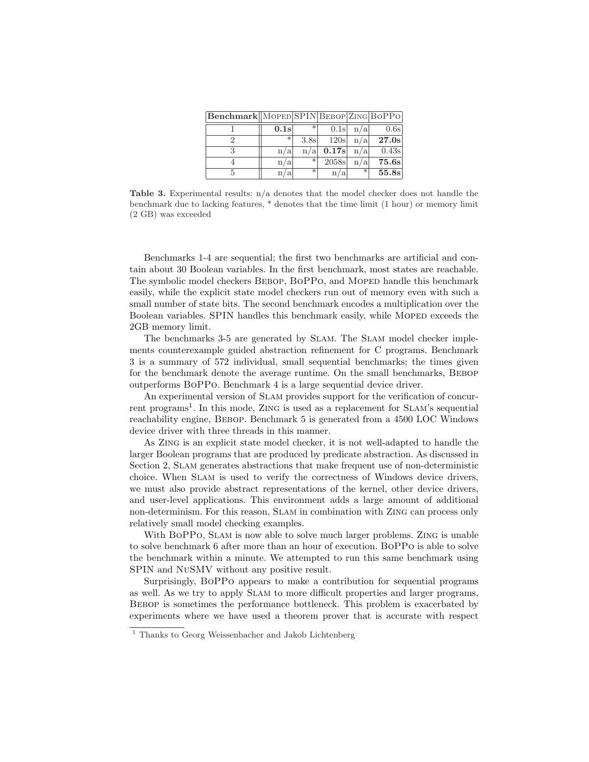| **Benchmark** | Moped | SPIN | Bebop | Zing | BoPPo |
|---|---|---|---|---|---|
| 1 | **0.1s** | * | 0.1s | n/a | 0.6s |
| 2 | * | 3.8s | 120s | n/a | **27.0s** |
| 3 | n/a | n/a | **0.17s** | n/a | 0.43s |
| 4 | n/a | * | 2058s | n/a | **75.6s** |
| 5 | n/a | * | n/a | * | **55.8s** |

**Table 3.** Experimental results: n/a denotes that the model checker does not handle the benchmark due to lacking features, * denotes that the time limit (1 hour) or memory limit (2 GB) was exceeded

Benchmarks 1-4 are sequential; the first two benchmarks are artificial and contain about 30 Boolean variables. In the first benchmark, most states are reachable. The symbolic model checkers Bebop, BoPPo, and Moped handle this benchmark easily, while the explicit state model checkers run out of memory even with such a small number of state bits. The second benchmark encodes a multiplication over the Boolean variables. SPIN handles this benchmark easily, while Moped exceeds the 2GB memory limit.

The benchmarks 3-5 are generated by Slam. The Slam model checker implements counterexample guided abstraction refinement for C programs. Benchmark 3 is a summary of 572 individual, small sequential benchmarks; the times given for the benchmark denote the average runtime. On the small benchmarks, Bebop outperforms BoPPo. Benchmark 4 is a large sequential device driver.

An experimental version of Slam provides support for the verification of concurrent programs[1]. In this mode, Zing is used as a replacement for Slam's sequential reachability engine, Bebop. Benchmark 5 is generated from a 4500 LOC Windows device driver with three threads in this manner.

As Zing is an explicit state model checker, it is not well-adapted to handle the larger Boolean programs that are produced by predicate abstraction. As discussed in Section 2, Slam generates abstractions that make frequent use of non-deterministic choice. When Slam is used to verify the correctness of Windows device drivers, we must also provide abstract representations of the kernel, other device drivers, and user-level applications. This environment adds a large amount of additional non-determinism. For this reason, Slam in combination with Zing can process only relatively small model checking examples.

With BoPPo, Slam is now able to solve much larger problems. Zing is unable to solve benchmark 6 after more than an hour of execution. BoPPo is able to solve the benchmark within a minute. We attempted to run this same benchmark using SPIN and NuSMV without any positive result.

Surprisingly, BoPPo appears to make a contribution for sequential programs as well. As we try to apply Slam to more difficult properties and larger programs, Bebop is sometimes the performance bottleneck. This problem is exacerbated by experiments where we have used a theorem prover that is accurate with respect

[1] Thanks to Georg Weissenbacher and Jakob Lichtenberg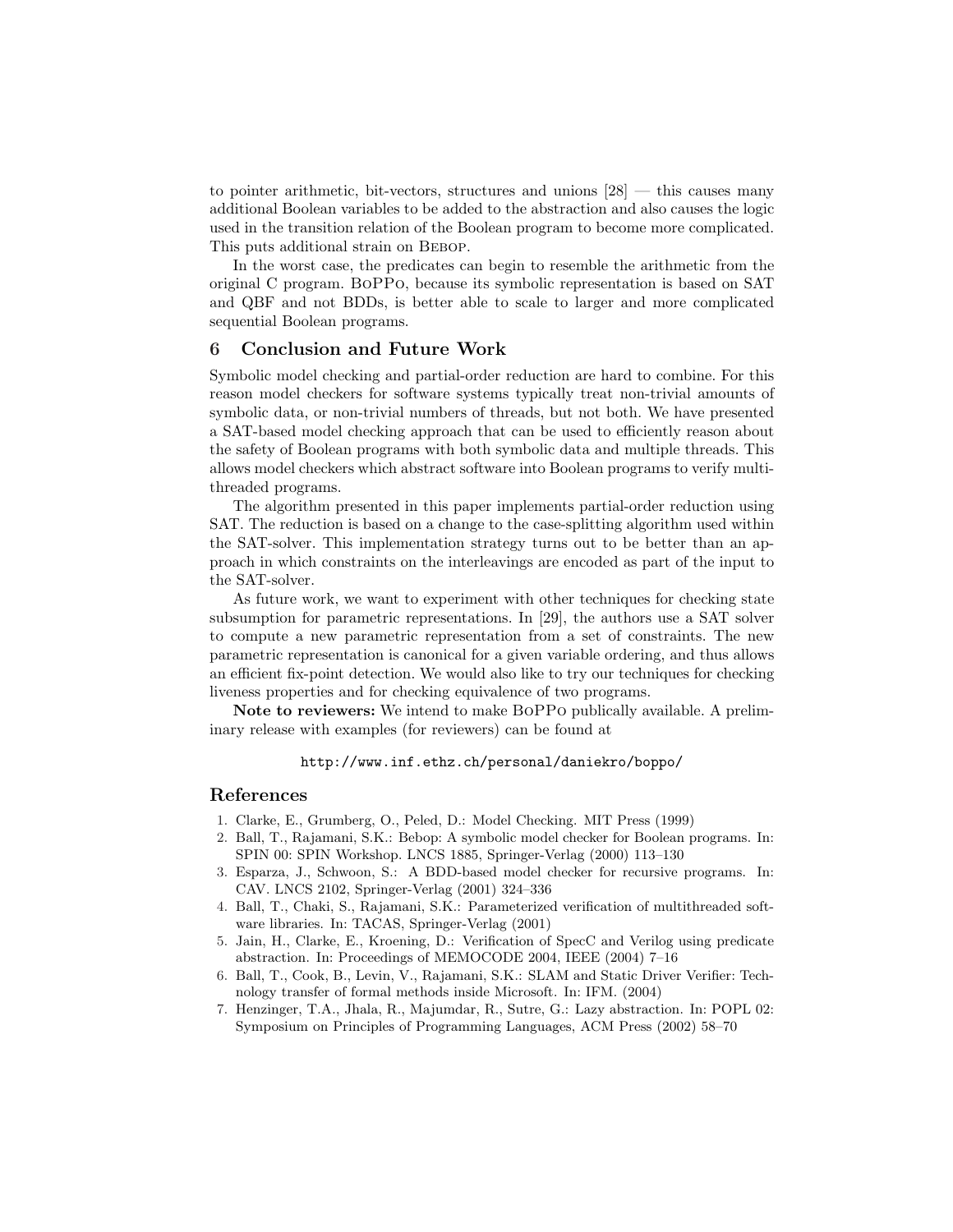to pointer arithmetic, bit-vectors, structures and unions [28] — this causes many additional Boolean variables to be added to the abstraction and also causes the logic used in the transition relation of the Boolean program to become more complicated. This puts additional strain on Bebop.

In the worst case, the predicates can begin to resemble the arithmetic from the original C program. BoPPo, because its symbolic representation is based on SAT and QBF and not BDDs, is better able to scale to larger and more complicated sequential Boolean programs.

## 6 Conclusion and Future Work

Symbolic model checking and partial-order reduction are hard to combine. For this reason model checkers for software systems typically treat non-trivial amounts of symbolic data, or non-trivial numbers of threads, but not both. We have presented a SAT-based model checking approach that can be used to efficiently reason about the safety of Boolean programs with both symbolic data and multiple threads. This allows model checkers which abstract software into Boolean programs to verify multi-threaded programs.

The algorithm presented in this paper implements partial-order reduction using SAT. The reduction is based on a change to the case-splitting algorithm used within the SAT-solver. This implementation strategy turns out to be better than an approach in which constraints on the interleavings are encoded as part of the input to the SAT-solver.

As future work, we want to experiment with other techniques for checking state subsumption for parametric representations. In [29], the authors use a SAT solver to compute a new parametric representation from a set of constraints. The new parametric representation is canonical for a given variable ordering, and thus allows an efficient fix-point detection. We would also like to try our techniques for checking liveness properties and for checking equivalence of two programs.

**Note to reviewers:** We intend to make BoPPo publically available. A preliminary release with examples (for reviewers) can be found at

`http://www.inf.ethz.ch/personal/daniekro/boppo/`

## References

1. Clarke, E., Grumberg, O., Peled, D.: Model Checking. MIT Press (1999)
2. Ball, T., Rajamani, S.K.: Bebop: A symbolic model checker for Boolean programs. In: SPIN 00: SPIN Workshop. LNCS 1885, Springer-Verlag (2000) 113–130
3. Esparza, J., Schwoon, S.: A BDD-based model checker for recursive programs. In: CAV. LNCS 2102, Springer-Verlag (2001) 324–336
4. Ball, T., Chaki, S., Rajamani, S.K.: Parameterized verification of multithreaded software libraries. In: TACAS, Springer-Verlag (2001)
5. Jain, H., Clarke, E., Kroening, D.: Verification of SpecC and Verilog using predicate abstraction. In: Proceedings of MEMOCODE 2004, IEEE (2004) 7–16
6. Ball, T., Cook, B., Levin, V., Rajamani, S.K.: SLAM and Static Driver Verifier: Technology transfer of formal methods inside Microsoft. In: IFM. (2004)
7. Henzinger, T.A., Jhala, R., Majumdar, R., Sutre, G.: Lazy abstraction. In: POPL 02: Symposium on Principles of Programming Languages, ACM Press (2002) 58–70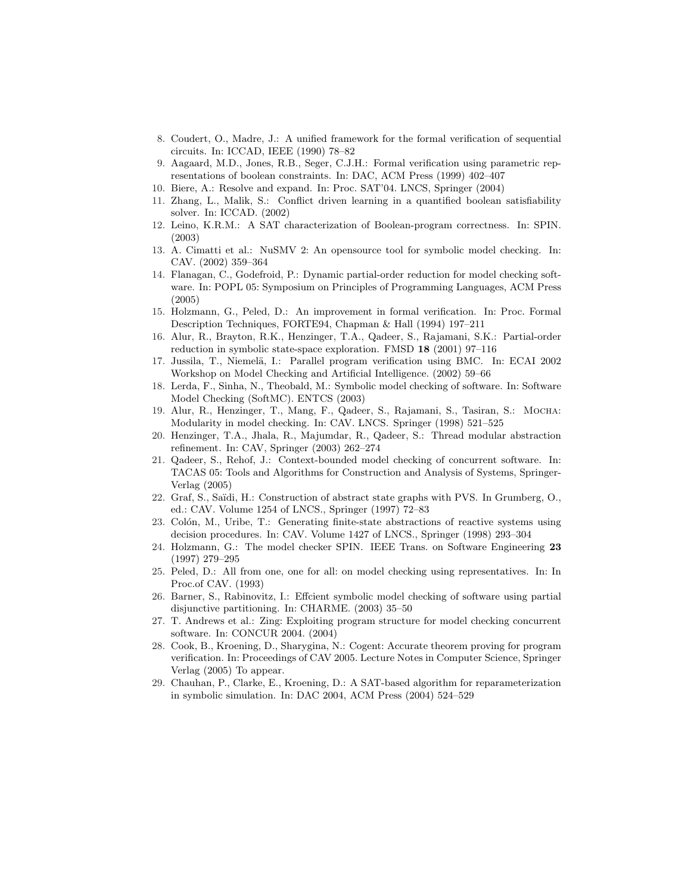8. Coudert, O., Madre, J.: A unified framework for the formal verification of sequential circuits. In: ICCAD, IEEE (1990) 78–82
9. Aagaard, M.D., Jones, R.B., Seger, C.J.H.: Formal verification using parametric representations of boolean constraints. In: DAC, ACM Press (1999) 402–407
10. Biere, A.: Resolve and expand. In: Proc. SAT'04. LNCS, Springer (2004)
11. Zhang, L., Malik, S.: Conflict driven learning in a quantified boolean satisfiability solver. In: ICCAD. (2002)
12. Leino, K.R.M.: A SAT characterization of Boolean-program correctness. In: SPIN. (2003)
13. A. Cimatti et al.: NuSMV 2: An opensource tool for symbolic model checking. In: CAV. (2002) 359–364
14. Flanagan, C., Godefroid, P.: Dynamic partial-order reduction for model checking software. In: POPL 05: Symposium on Principles of Programming Languages, ACM Press (2005)
15. Holzmann, G., Peled, D.: An improvement in formal verification. In: Proc. Formal Description Techniques, FORTE94, Chapman & Hall (1994) 197–211
16. Alur, R., Brayton, R.K., Henzinger, T.A., Qadeer, S., Rajamani, S.K.: Partial-order reduction in symbolic state-space exploration. FMSD **18** (2001) 97–116
17. Jussila, T., Niemelä, I.: Parallel program verification using BMC. In: ECAI 2002 Workshop on Model Checking and Artificial Intelligence. (2002) 59–66
18. Lerda, F., Sinha, N., Theobald, M.: Symbolic model checking of software. In: Software Model Checking (SoftMC). ENTCS (2003)
19. Alur, R., Henzinger, T., Mang, F., Qadeer, S., Rajamani, S., Tasiran, S.: Mocha: Modularity in model checking. In: CAV. LNCS. Springer (1998) 521–525
20. Henzinger, T.A., Jhala, R., Majumdar, R., Qadeer, S.: Thread modular abstraction refinement. In: CAV, Springer (2003) 262–274
21. Qadeer, S., Rehof, J.: Context-bounded model checking of concurrent software. In: TACAS 05: Tools and Algorithms for Construction and Analysis of Systems, Springer-Verlag (2005)
22. Graf, S., Saïdi, H.: Construction of abstract state graphs with PVS. In Grumberg, O., ed.: CAV. Volume 1254 of LNCS., Springer (1997) 72–83
23. Colón, M., Uribe, T.: Generating finite-state abstractions of reactive systems using decision procedures. In: CAV. Volume 1427 of LNCS., Springer (1998) 293–304
24. Holzmann, G.: The model checker SPIN. IEEE Trans. on Software Engineering **23** (1997) 279–295
25. Peled, D.: All from one, one for all: on model checking using representatives. In: In Proc.of CAV. (1993)
26. Barner, S., Rabinovitz, I.: Effcient symbolic model checking of software using partial disjunctive partitioning. In: CHARME. (2003) 35–50
27. T. Andrews et al.: Zing: Exploiting program structure for model checking concurrent software. In: CONCUR 2004. (2004)
28. Cook, B., Kroening, D., Sharygina, N.: Cogent: Accurate theorem proving for program verification. In: Proceedings of CAV 2005. Lecture Notes in Computer Science, Springer Verlag (2005) To appear.
29. Chauhan, P., Clarke, E., Kroening, D.: A SAT-based algorithm for reparameterization in symbolic simulation. In: DAC 2004, ACM Press (2004) 524–529